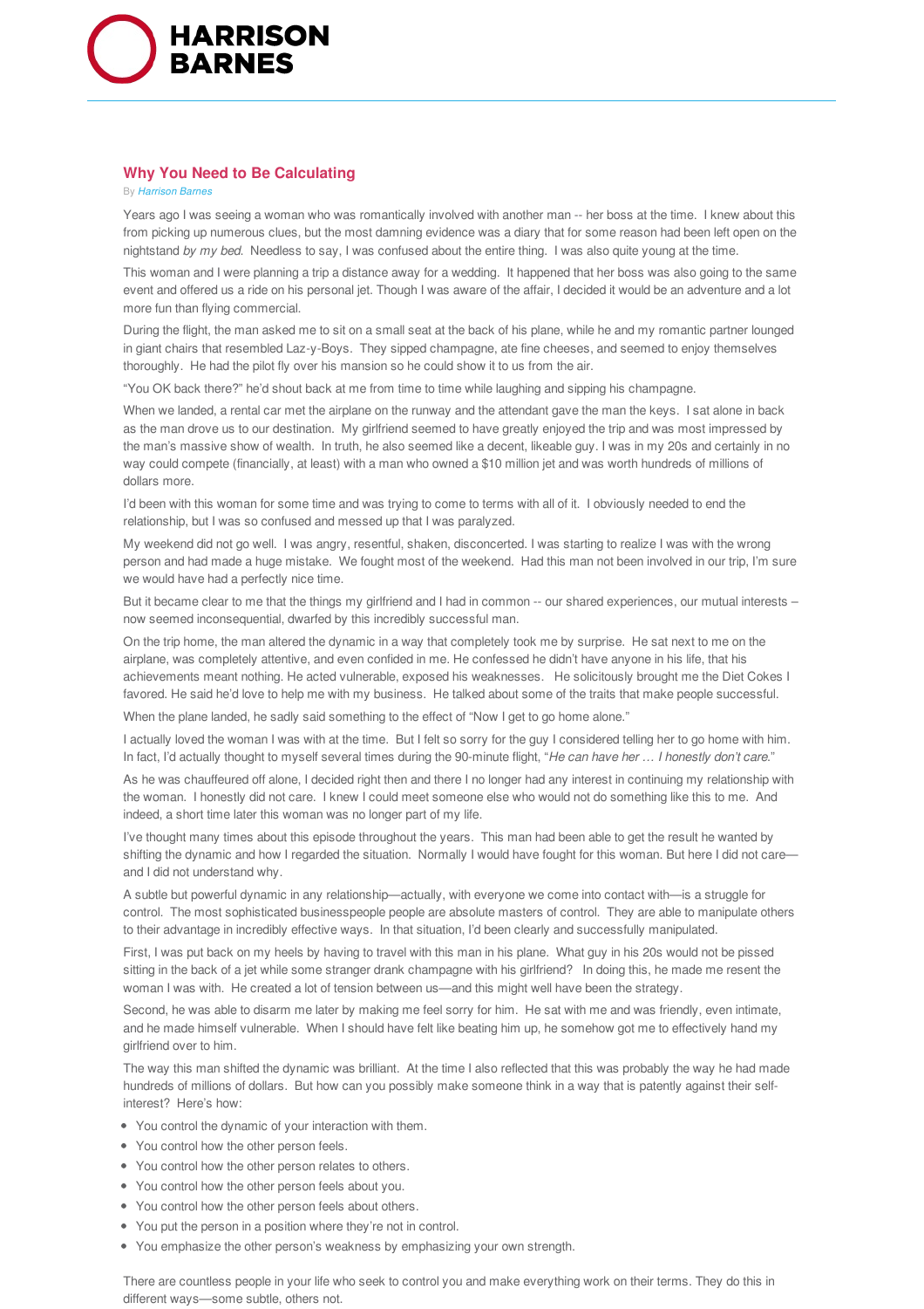# Why You Need to Be Calculating

By *Harrison Barnes*

Years ago I was seeing a woman who was romantically involved with another man -- her boss at the time. I knew about this from picking up numerous clues, but the most damning evidence was a diary that for some reason had been left open on the nightstand *by my bed*. Needless to say, I was confused about the entire thing. I was also quite young at the time.

This woman and I were planning a trip a distance away for a wedding. It happened that her boss was also going to the same event and offered us a ride on his personal jet. Though I was aware of the affair, I decided it would be an adventure and a lot more fun than flying commercial.

During the flight, the man asked me to sit on a small seat at the back of his plane, while he and my romantic partner lounged in giant chairs that resembled Laz-y-Boys. They sipped champagne, ate fine cheeses, and seemed to enjoy themselves thoroughly. He had the pilot fly over his mansion so he could show it to us from the air.

"You OK back there?" he'd shout back at me from time to time while laughing and sipping his champagne.

When we landed, a rental car met the airplane on the runway and the attendant gave the man the keys. I sat alone in back as the man drove us to our destination. My girlfriend seemed to have greatly enjoyed the trip and was most impressed by the man's massive show of wealth. In truth, he also seemed like a decent, likeable guy. I was in my 20s and certainly in no way could compete (financially, at least) with a man who owned a $10 million jet and was worth hundreds of millions of dollars more.

I'd been with this woman for some time and was trying to come to terms with all of it. I obviously needed to end the relationship, but I was so confused and messed up that I was paralyzed.

My weekend did not go well. I was angry, resentful, shaken, disconcerted. I was starting to realize I was with the wrong person and had made a huge mistake. We fought most of the weekend. Had this man not been involved in our trip, I'm sure we would have had a perfectly nice time.

But it became clear to me that the things my girlfriend and I had in common -- our shared experiences, our mutual interests – now seemed inconsequential, dwarfed by this incredibly successful man.

On the trip home, the man altered the dynamic in a way that completely took me by surprise. He sat next to me on the airplane, was completely attentive, and even confided in me. He confessed he didn't have anyone in his life, that his achievements meant nothing. He acted vulnerable, exposed his weaknesses. He solicitously brought me the Diet Cokes I favored. He said he'd love to help me with my business. He talked about some of the traits that make people successful.

When the plane landed, he sadly said something to the effect of "Now I get to go home alone."

I actually loved the woman I was with at the time. But I felt so sorry for the guy I considered telling her to go home with him. In fact, I'd actually thought to myself several times during the 90-minute flight, "*He can have her … I honestly don't care.*"

As he was chauffeured off alone, I decided right then and there I no longer had any interest in continuing my relationship with the woman. I honestly did not care. I knew I could meet someone else who would not do something like this to me. And indeed, a short time later this woman was no longer part of my life.

I've thought many times about this episode throughout the years. This man had been able to get the result he wanted by shifting the dynamic and how I regarded the situation. Normally I would have fought for this woman. But here I did not care—and I did not understand why.

A subtle but powerful dynamic in any relationship—actually, with everyone we come into contact with—is a struggle for control. The most sophisticated businesspeople are absolute masters of control. They are able to manipulate others to their advantage in incredibly effective ways. In that situation, I'd been clearly and successfully manipulated.

First, I was put back on my heels by having to travel with this man in his plane. What guy in his 20s would not be pissed sitting in the back of a jet while some stranger drank champagne with his girlfriend? In doing this, he made me resent the woman I was with. He created a lot of tension between us—and this might well have been the strategy.

Second, he was able to disarm me later by making me feel sorry for him. He sat with me and was friendly, even intimate, and he made himself vulnerable. When I should have felt like beating him up, he somehow got me to effectively hand my girlfriend over to him.

The way this man shifted the dynamic was brilliant. At the time I also reflected that this was probably the way he had made hundreds of millions of dollars. But how can you possibly make someone think in a way that is patently against their self-interest? Here's how:

- You control the dynamic of your interaction with them.
- You control how the other person feels.
- You control how the other person relates to others.
- You control how the other person feels about you.
- You control how the other person feels about others.
- You put the person in a position where they're not in control.
- You emphasize the other person's weakness by emphasizing your own strength.

There are countless people in your life who seek to control you and make everything work on their terms. They do this in different ways—some subtle, others not.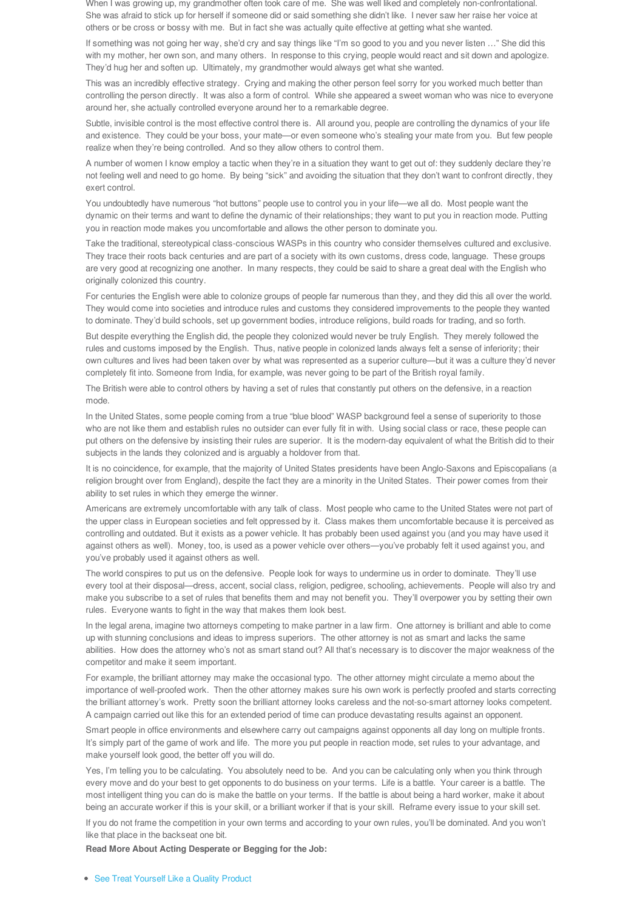When I was growing up, my grandmother often took care of me. She was well liked and completely non-confrontational. She was afraid to stick up for herself if someone did or said something she didn't like. I never saw her raise her voice at others or be cross or bossy with me. But in fact she was actually quite effective at getting what she wanted.

If something was not going her way, she'd cry and say things like "I'm so good to you and you never listen …" She did this with my mother, her own son, and many others. In response to this crying, people would react and sit down and apologize. They'd hug her and soften up. Ultimately, my grandmother would always get what she wanted.

This was an incredibly effective strategy. Crying and making the other person feel sorry for you worked much better than controlling the person directly. It was also a form of control. While she appeared a sweet woman who was nice to everyone around her, she actually controlled everyone around her to a remarkable degree.

Subtle, invisible control is the most effective control there is. All around you, people are controlling the dynamics of your life and existence. They could be your boss, your mate—or even someone who's stealing your mate from you. But few people realize when they're being controlled. And so they allow others to control them.

A number of women I know employ a tactic when they're in a situation they want to get out of: they suddenly declare they're not feeling well and need to go home. By being "sick" and avoiding the situation that they don't want to confront directly, they exert control.

You undoubtedly have numerous "hot buttons" people use to control you in your life—we all do. Most people want the dynamic on their terms and want to define the dynamic of their relationships; they want to put you in reaction mode. Putting you in reaction mode makes you uncomfortable and allows the other person to dominate you.

Take the traditional, stereotypical class-conscious WASPs in this country who consider themselves cultured and exclusive. They trace their roots back centuries and are part of a society with its own customs, dress code, language. These groups are very good at recognizing one another. In many respects, they could be said to share a great deal with the English who originally colonized this country.

For centuries the English were able to colonize groups of people far numerous than they, and they did this all over the world. They would come into societies and introduce rules and customs they considered improvements to the people they wanted to dominate. They'd build schools, set up government bodies, introduce religions, build roads for trading, and so forth.

But despite everything the English did, the people they colonized would never be truly English. They merely followed the rules and customs imposed by the English. Thus, native people in colonized lands always felt a sense of inferiority; their own cultures and lives had been taken over by what was represented as a superior culture—but it was a culture they'd never completely fit into. Someone from India, for example, was never going to be part of the British royal family.

The British were able to control others by having a set of rules that constantly put others on the defensive, in a reaction mode.

In the United States, some people coming from a true "blue blood" WASP background feel a sense of superiority to those who are not like them and establish rules no outsider can ever fully fit in with. Using social class or race, these people can put others on the defensive by insisting their rules are superior. It is the modern-day equivalent of what the British did to their subjects in the lands they colonized and is arguably a holdover from that.

It is no coincidence, for example, that the majority of United States presidents have been Anglo-Saxons and Episcopalians (a religion brought over from England), despite the fact they are a minority in the United States. Their power comes from their ability to set rules in which they emerge the winner.

Americans are extremely uncomfortable with any talk of class. Most people who came to the United States were not part of the upper class in European societies and felt oppressed by it. Class makes them uncomfortable because it is perceived as controlling and outdated. But it exists as a power vehicle. It has probably been used against you (and you may have used it against others as well). Money, too, is used as a power vehicle over others—you've probably felt it used against you, and you've probably used it against others as well.

The world conspires to put us on the defensive. People look for ways to undermine us in order to dominate. They'll use every tool at their disposal—dress, accent, social class, religion, pedigree, schooling, achievements. People will also try and make you subscribe to a set of rules that benefits them and may not benefit you. They'll overpower you by setting their own rules. Everyone wants to fight in the way that makes them look best.

In the legal arena, imagine two attorneys competing to make partner in a law firm. One attorney is brilliant and able to come up with stunning conclusions and ideas to impress superiors. The other attorney is not as smart and lacks the same abilities. How does the attorney who's not as smart stand out? All that's necessary is to discover the major weakness of the competitor and make it seem important.

For example, the brilliant attorney may make the occasional typo. The other attorney might circulate a memo about the importance of well-proofed work. Then the other attorney makes sure his own work is perfectly proofed and starts correcting the brilliant attorney's work. Pretty soon the brilliant attorney looks careless and the not-so-smart attorney looks competent. A campaign carried out like this for an extended period of time can produce devastating results against an opponent.

Smart people in office environments and elsewhere carry out campaigns against opponents all day long on multiple fronts. It's simply part of the game of work and life. The more you put people in reaction mode, set rules to your advantage, and make yourself look good, the better off you will do.

Yes, I'm telling you to be calculating. You absolutely need to be. And you can be calculating only when you think through every move and do your best to get opponents to do business on your terms. Life is a battle. Your career is a battle. The most intelligent thing you can do is make the battle on your terms. If the battle is about being a hard worker, make it about being an accurate worker if this is your skill, or a brilliant worker if that is your skill. Reframe every issue to your skill set.

If you do not frame the competition in your own terms and according to your own rules, you'll be dominated. And you won't like that place in the backseat one bit.

**Read More About Acting Desperate or Begging for the Job:**

- See Treat Yourself Like a Quality Product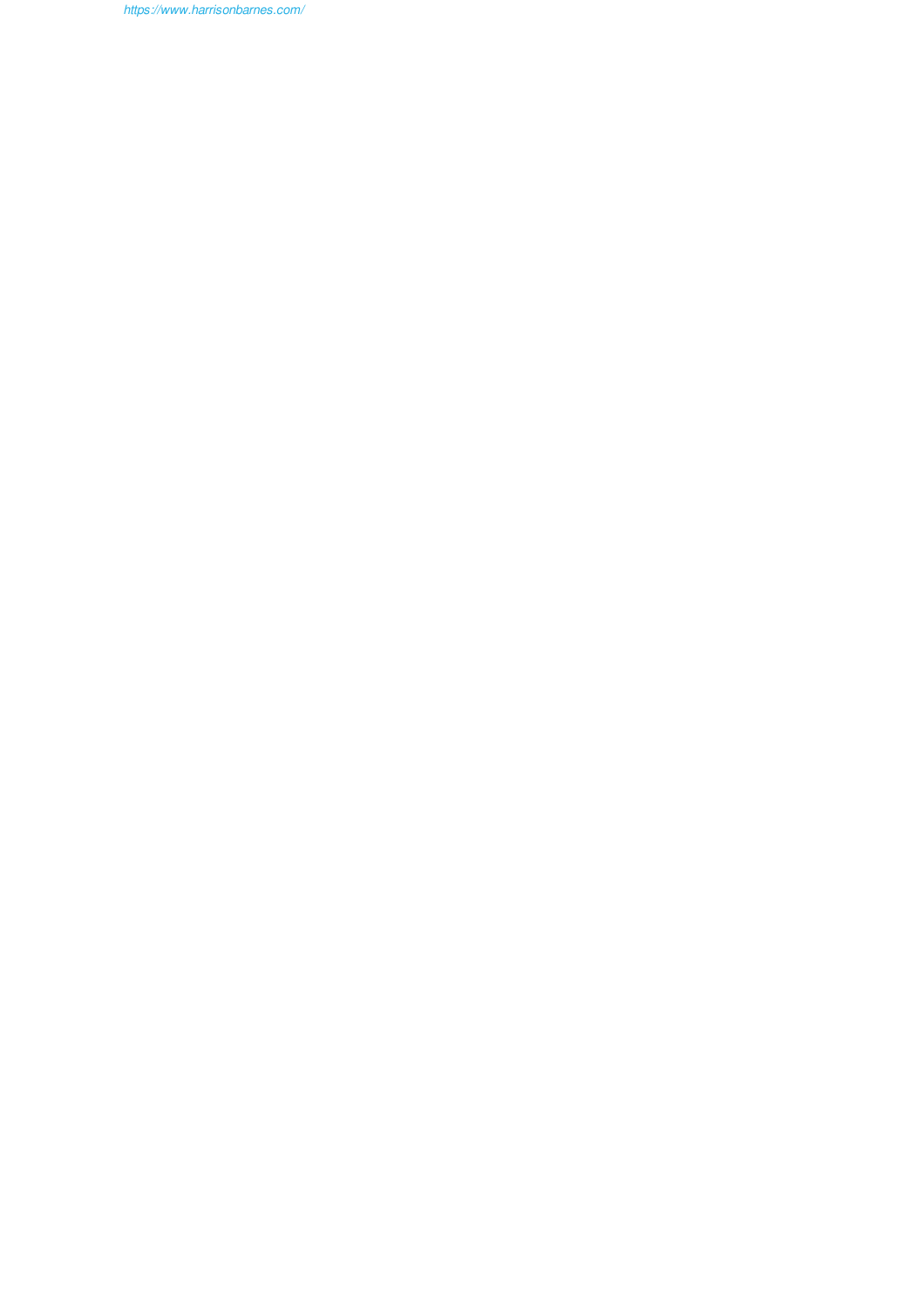https://www.harrisonbarnes.com/